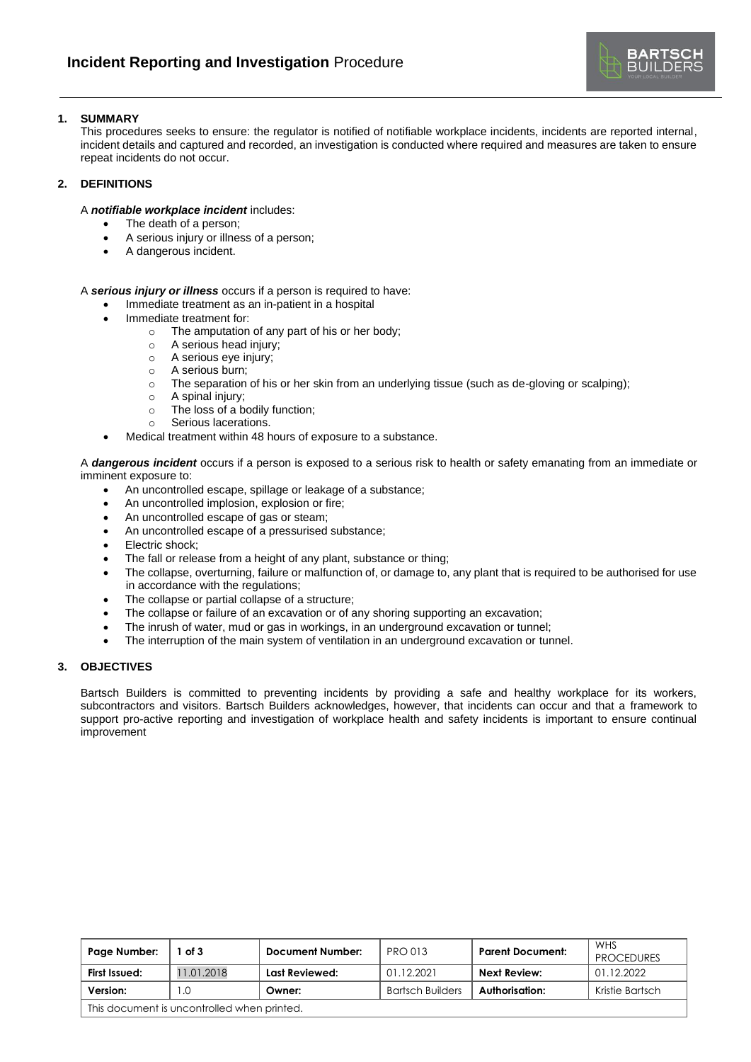# **Incident Reporting and Investigation** Procedure

## 1. SUMMARY

This procedures seeks to ensure: the regulator is notified of notifiable workplace incidents, incidents are reported internal, incident details and captured and recorded, an investigation is conducted where required and measures are taken to ensure repeat incidents do not occur.

## 2. DEFINITIONS

A ***notifiable workplace incident*** includes:

- The death of a person;
- A serious injury or illness of a person;
- A dangerous incident.

A ***serious injury or illness*** occurs if a person is required to have:

- Immediate treatment as an in-patient in a hospital
- Immediate treatment for:
  - The amputation of any part of his or her body;
  - A serious head injury;
  - A serious eye injury;
  - A serious burn;
  - The separation of his or her skin from an underlying tissue (such as de-gloving or scalping);
  - A spinal injury;
  - The loss of a bodily function;
  - Serious lacerations.
- Medical treatment within 48 hours of exposure to a substance.

A ***dangerous incident*** occurs if a person is exposed to a serious risk to health or safety emanating from an immediate or imminent exposure to:

- An uncontrolled escape, spillage or leakage of a substance;
- An uncontrolled implosion, explosion or fire;
- An uncontrolled escape of gas or steam;
- An uncontrolled escape of a pressurised substance;
- Electric shock;
- The fall or release from a height of any plant, substance or thing;
- The collapse, overturning, failure or malfunction of, or damage to, any plant that is required to be authorised for use in accordance with the regulations;
- The collapse or partial collapse of a structure;
- The collapse or failure of an excavation or of any shoring supporting an excavation;
- The inrush of water, mud or gas in workings, in an underground excavation or tunnel;
- The interruption of the main system of ventilation in an underground excavation or tunnel.

## 3. OBJECTIVES

Bartsch Builders is committed to preventing incidents by providing a safe and healthy workplace for its workers, subcontractors and visitors. Bartsch Builders acknowledges, however, that incidents can occur and that a framework to support pro-active reporting and investigation of workplace health and safety incidents is important to ensure continual improvement

| **Page Number:** | **1 of 3** | **Document Number:** | PRO 013 | **Parent Document:** | WHS PROCEDURES |
|---|---|---|---|---|---|
| **First Issued:** | 11.01.2018 | **Last Reviewed:** | 01.12.2021 | **Next Review:** | 01.12.2022 |
| **Version:** | 1.0 | **Owner:** | Bartsch Builders | **Authorisation:** | Kristie Bartsch |
| This document is uncontrolled when printed. | | | | | |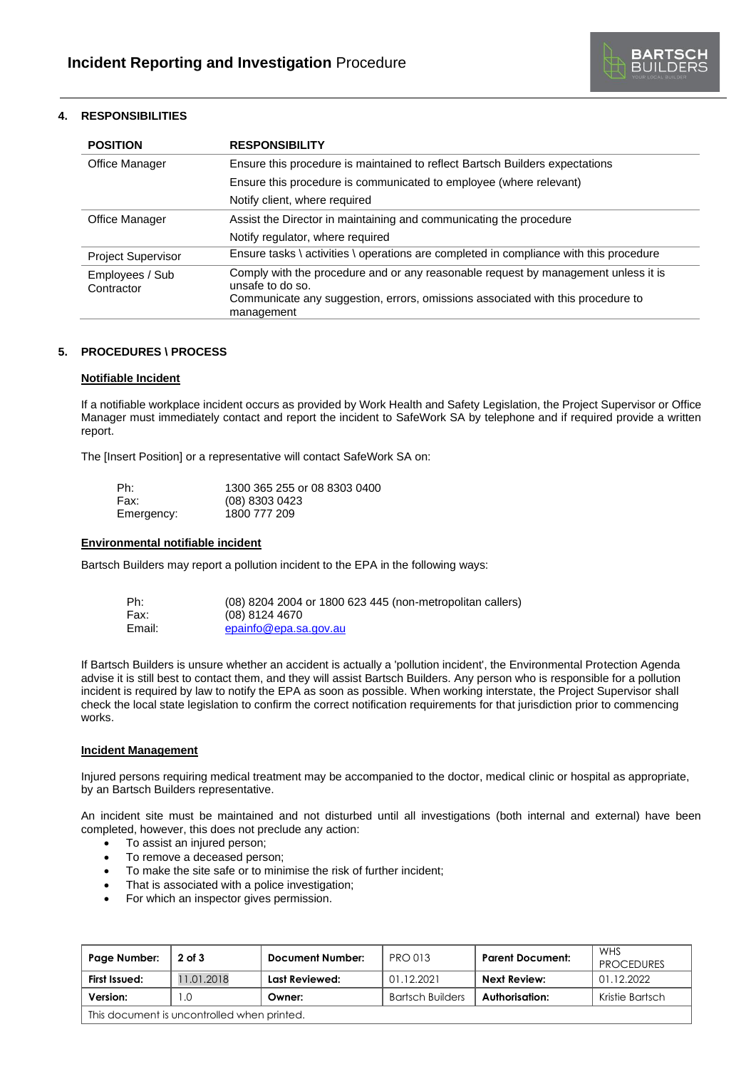## 4. RESPONSIBILITIES

| POSITION | RESPONSIBILITY |
|---|---|
| Office Manager | Ensure this procedure is maintained to reflect Bartsch Builders expectations<br>Ensure this procedure is communicated to employee (where relevant)<br>Notify client, where required |
| Office Manager | Assist the Director in maintaining and communicating the procedure<br>Notify regulator, where required |
| Project Supervisor | Ensure tasks \ activities \ operations are completed in compliance with this procedure |
| Employees / Sub Contractor | Comply with the procedure and or any reasonable request by management unless it is unsafe to do so.<br>Communicate any suggestion, errors, omissions associated with this procedure to management |

## 5. PROCEDURES \ PROCESS

### Notifiable Incident

If a notifiable workplace incident occurs as provided by Work Health and Safety Legislation, the Project Supervisor or Office Manager must immediately contact and report the incident to SafeWork SA by telephone and if required provide a written report.

The [Insert Position] or a representative will contact SafeWork SA on:

Ph: 1300 365 255 or 08 8303 0400
Fax: (08) 8303 0423
Emergency: 1800 777 209

### Environmental notifiable incident

Bartsch Builders may report a pollution incident to the EPA in the following ways:

Ph: (08) 8204 2004 or 1800 623 445 (non-metropolitan callers)
Fax: (08) 8124 4670
Email: epainfo@epa.sa.gov.au

If Bartsch Builders is unsure whether an accident is actually a 'pollution incident', the Environmental Protection Agenda advise it is still best to contact them, and they will assist Bartsch Builders. Any person who is responsible for a pollution incident is required by law to notify the EPA as soon as possible. When working interstate, the Project Supervisor shall check the local state legislation to confirm the correct notification requirements for that jurisdiction prior to commencing works.

### Incident Management

Injured persons requiring medical treatment may be accompanied to the doctor, medical clinic or hospital as appropriate, by an Bartsch Builders representative.

An incident site must be maintained and not disturbed until all investigations (both internal and external) have been completed, however, this does not preclude any action:

- To assist an injured person;
- To remove a deceased person;
- To make the site safe or to minimise the risk of further incident;
- That is associated with a police investigation;
- For which an inspector gives permission.

| Page Number: | 2 of 3 | Document Number: | PRO 013 | Parent Document: | WHS PROCEDURES |
|---|---|---|---|---|---|
| First Issued: | 11.01.2018 | Last Reviewed: | 01.12.2021 | Next Review: | 01.12.2022 |
| Version: | 1.0 | Owner: | Bartsch Builders | Authorisation: | Kristie Bartsch |
| This document is uncontrolled when printed. | | | | | |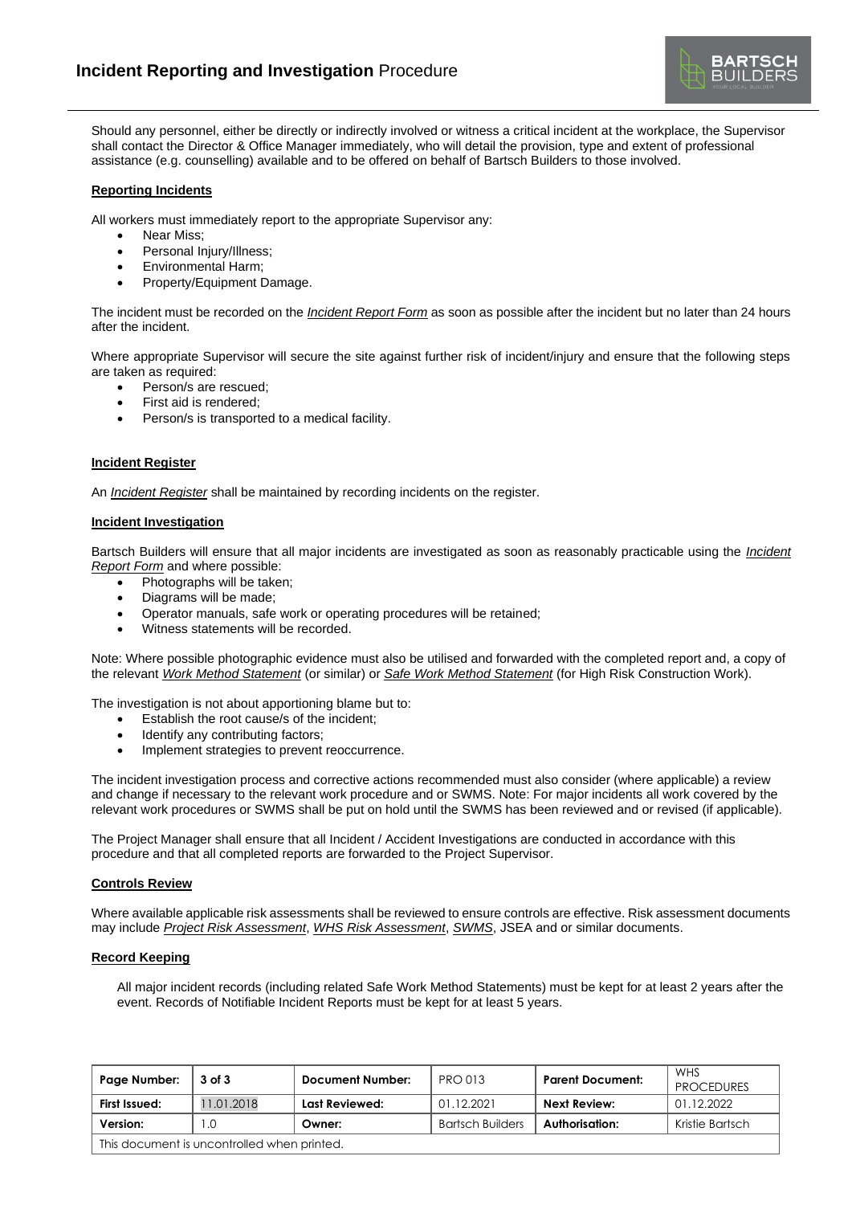Should any personnel, either be directly or indirectly involved or witness a critical incident at the workplace, the Supervisor shall contact the Director & Office Manager immediately, who will detail the provision, type and extent of professional assistance (e.g. counselling) available and to be offered on behalf of Bartsch Builders to those involved.

**Reporting Incidents**

All workers must immediately report to the appropriate Supervisor any:

- Near Miss;
- Personal Injury/Illness;
- Environmental Harm;
- Property/Equipment Damage.

The incident must be recorded on the *Incident Report Form* as soon as possible after the incident but no later than 24 hours after the incident.

Where appropriate Supervisor will secure the site against further risk of incident/injury and ensure that the following steps are taken as required:

- Person/s are rescued;
- First aid is rendered;
- Person/s is transported to a medical facility.

**Incident Register**

An *Incident Register* shall be maintained by recording incidents on the register.

**Incident Investigation**

Bartsch Builders will ensure that all major incidents are investigated as soon as reasonably practicable using the *Incident Report Form* and where possible:

- Photographs will be taken;
- Diagrams will be made;
- Operator manuals, safe work or operating procedures will be retained;
- Witness statements will be recorded.

Note: Where possible photographic evidence must also be utilised and forwarded with the completed report and, a copy of the relevant *Work Method Statement* (or similar) or *Safe Work Method Statement* (for High Risk Construction Work).

The investigation is not about apportioning blame but to:

- Establish the root cause/s of the incident;
- Identify any contributing factors;
- Implement strategies to prevent reoccurrence.

The incident investigation process and corrective actions recommended must also consider (where applicable) a review and change if necessary to the relevant work procedure and or SWMS. Note: For major incidents all work covered by the relevant work procedures or SWMS shall be put on hold until the SWMS has been reviewed and or revised (if applicable).

The Project Manager shall ensure that all Incident / Accident Investigations are conducted in accordance with this procedure and that all completed reports are forwarded to the Project Supervisor.

**Controls Review**

Where available applicable risk assessments shall be reviewed to ensure controls are effective. Risk assessment documents may include *Project Risk Assessment*, *WHS Risk Assessment*, *SWMS*, JSEA and or similar documents.

**Record Keeping**

All major incident records (including related Safe Work Method Statements) must be kept for at least 2 years after the event. Records of Notifiable Incident Reports must be kept for at least 5 years.

| | | | | | |
|---|---|---|---|---|---|
| **Page Number:** | **3 of 3** | **Document Number:** | PRO 013 | **Parent Document:** | WHS PROCEDURES |
| **First Issued:** | 11.01.2018 | **Last Reviewed:** | 01.12.2021 | **Next Review:** | 01.12.2022 |
| **Version:** | 1.0 | **Owner:** | Bartsch Builders | **Authorisation:** | Kristie Bartsch |
| This document is uncontrolled when printed. | | | | | |